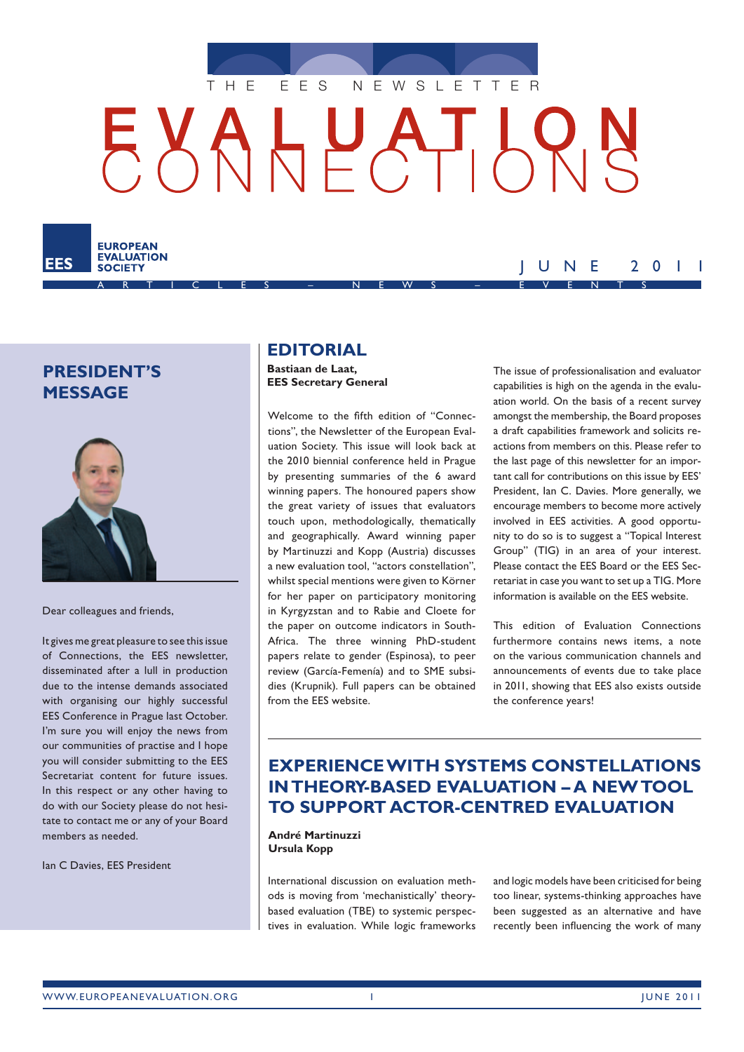THE EES NEWSLETTER

# EVALUATION CONNECTIONS

EES EUROPEAN EVALUATION SOCIETY

JUNE 2011

ARTICLES – NEWS – EVENTS

## PRESIDENT'S MESSAGE

Dear colleagues and friends,

It gives me great pleasure to see this issue of Connections, the EES newsletter, disseminated after a lull in production due to the intense demands associated with organising our highly successful EES Conference in Prague last October. I'm sure you will enjoy the news from our communities of practise and I hope you will consider submitting to the EES Secretariat content for future issues. In this respect or any other having to do with our Society please do not hesitate to contact me or any of your Board members as needed.

Ian C Davies, EES President

## EDITORIAL

**Bastiaan de Laat, EES Secretary General**

Welcome to the fifth edition of "Connections", the Newsletter of the European Evaluation Society. This issue will look back at the 2010 biennial conference held in Prague by presenting summaries of the 6 award winning papers. The honoured papers show the great variety of issues that evaluators touch upon, methodologically, thematically and geographically. Award winning paper by Martinuzzi and Kopp (Austria) discusses a new evaluation tool, "actors constellation", whilst special mentions were given to Körner for her paper on participatory monitoring in Kyrgyzstan and to Rabie and Cloete for the paper on outcome indicators in South-Africa. The three winning PhD-student papers relate to gender (Espinosa), to peer review (García-Femenía) and to SME subsidies (Krupnik). Full papers can be obtained from the EES website.

The issue of professionalisation and evaluator capabilities is high on the agenda in the evaluation world. On the basis of a recent survey amongst the membership, the Board proposes a draft capabilities framework and solicits reactions from members on this. Please refer to the last page of this newsletter for an important call for contributions on this issue by EES' President, Ian C. Davies. More generally, we encourage members to become more actively involved in EES activities. A good opportunity to do so is to suggest a "Topical Interest Group" (TIG) in an area of your interest. Please contact the EES Board or the EES Secretariat in case you want to set up a TIG. More information is available on the EES website.

This edition of Evaluation Connections furthermore contains news items, a note on the various communication channels and announcements of events due to take place in 2011, showing that EES also exists outside the conference years!

## EXPERIENCE WITH SYSTEMS CONSTELLATIONS IN THEORY-BASED EVALUATION – A NEW TOOL TO SUPPORT ACTOR-CENTRED EVALUATION

**André Martinuzzi**
**Ursula Kopp**

International discussion on evaluation methods is moving from 'mechanistically' theory-based evaluation (TBE) to systemic perspectives in evaluation. While logic frameworks and logic models have been criticised for being too linear, systems-thinking approaches have been suggested as an alternative and have recently been influencing the work of many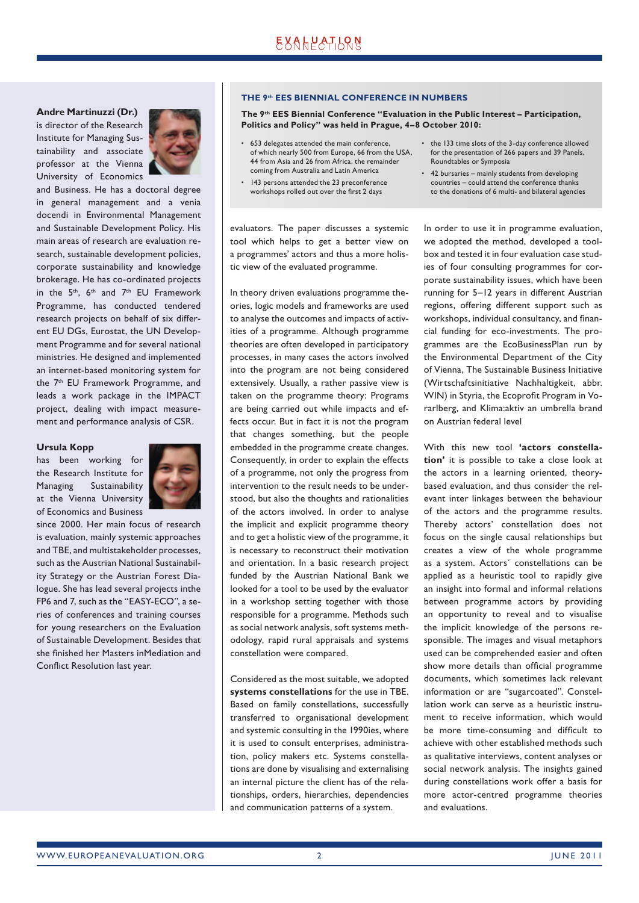**Andre Martinuzzi (Dr.)** is director of the Research Institute for Managing Sustainability and associate professor at the Vienna University of Economics and Business. He has a doctoral degree in general management and a venia docendi in Environmental Management and Sustainable Development Policy. His main areas of research are evaluation research, sustainable development policies, corporate sustainability and knowledge brokerage. He has co-ordinated projects in the 5th, 6th and 7th EU Framework Programme, has conducted tendered research projects on behalf of six different EU DGs, Eurostat, the UN Development Programme and for several national ministries. He designed and implemented an internet-based monitoring system for the 7th EU Framework Programme, and leads a work package in the IMPACT project, dealing with impact measurement and performance analysis of CSR.

**Ursula Kopp** has been working for the Research Institute for Managing Sustainability at the Vienna University of Economics and Business since 2000. Her main focus of research is evaluation, mainly systemic approaches and TBE, and multistakeholder processes, such as the Austrian National Sustainability Strategy or the Austrian Forest Dialogue. She has lead several projects inthe FP6 and 7, such as the "EASY-ECO", a series of conferences and training courses for young researchers on the Evaluation of Sustainable Development. Besides that she finished her Masters inMediation and Conflict Resolution last year.

### THE 9th EES BIENNIAL CONFERENCE IN NUMBERS

**The 9th EES Biennial Conference "Evaluation in the Public Interest – Participation, Politics and Policy" was held in Prague, 4–8 October 2010:**

- 653 delegates attended the main conference, of which nearly 500 from Europe, 66 from the USA, 44 from Asia and 26 from Africa, the remainder coming from Australia and Latin America
- 143 persons attended the 23 preconference workshops rolled out over the first 2 days
- the 133 time slots of the 3-day conference allowed for the presentation of 266 papers and 39 Panels, Roundtables or Symposia
- 42 bursaries – mainly students from developing countries – could attend the conference thanks to the donations of 6 multi- and bilateral agencies

evaluators. The paper discusses a systemic tool which helps to get a better view on a programmes' actors and thus a more holistic view of the evaluated programme.

In theory driven evaluations programme theories, logic models and frameworks are used to analyse the outcomes and impacts of activities of a programme. Although programme theories are often developed in participatory processes, in many cases the actors involved into the program are not being considered extensively. Usually, a rather passive view is taken on the programme theory: Programs are being carried out while impacts and effects occur. But in fact it is not the program that changes something, but the people embedded in the programme create changes. Consequently, in order to explain the effects of a programme, not only the progress from intervention to the result needs to be understood, but also the thoughts and rationalities of the actors involved. In order to analyse the implicit and explicit programme theory and to get a holistic view of the programme, it is necessary to reconstruct their motivation and orientation. In a basic research project funded by the Austrian National Bank we looked for a tool to be used by the evaluator in a workshop setting together with those responsible for a programme. Methods such as social network analysis, soft systems methodology, rapid rural appraisals and systems constellation were compared.

Considered as the most suitable, we adopted **systems constellations** for the use in TBE. Based on family constellations, successfully transferred to organisational development and systemic consulting in the 1990ies, where it is used to consult enterprises, administration, policy makers etc. Systems constellations are done by visualising and externalising an internal picture the client has of the relationships, orders, hierarchies, dependencies and communication patterns of a system.

In order to use it in programme evaluation, we adopted the method, developed a toolbox and tested it in four evaluation case studies of four consulting programmes for corporate sustainability issues, which have been running for 5–12 years in different Austrian regions, offering different support such as workshops, individual consultancy, and financial funding for eco-investments. The programmes are the EcoBusinessPlan run by the Environmental Department of the City of Vienna, The Sustainable Business Initiative (Wirtschaftsinitiative Nachhaltigkeit, abbr. WIN) in Styria, the Ecoprofit Program in Vorarlberg, and Klima:aktiv an umbrella brand on Austrian federal level

With this new tool **'actors constellation'** it is possible to take a close look at the actors in a learning oriented, theory-based evaluation, and thus consider the relevant inter linkages between the behaviour of the actors and the programme results. Thereby actors' constellation does not focus on the single causal relationships but creates a view of the whole programme as a system. Actors´ constellations can be applied as a heuristic tool to rapidly give an insight into formal and informal relations between programme actors by providing an opportunity to reveal and to visualise the implicit knowledge of the persons responsible. The images and visual metaphors used can be comprehended easier and often show more details than official programme documents, which sometimes lack relevant information or are "sugarcoated". Constellation work can serve as a heuristic instrument to receive information, which would be more time-consuming and difficult to achieve with other established methods such as qualitative interviews, content analyses or social network analysis. The insights gained during constellations work offer a basis for more actor-centred programme theories and evaluations.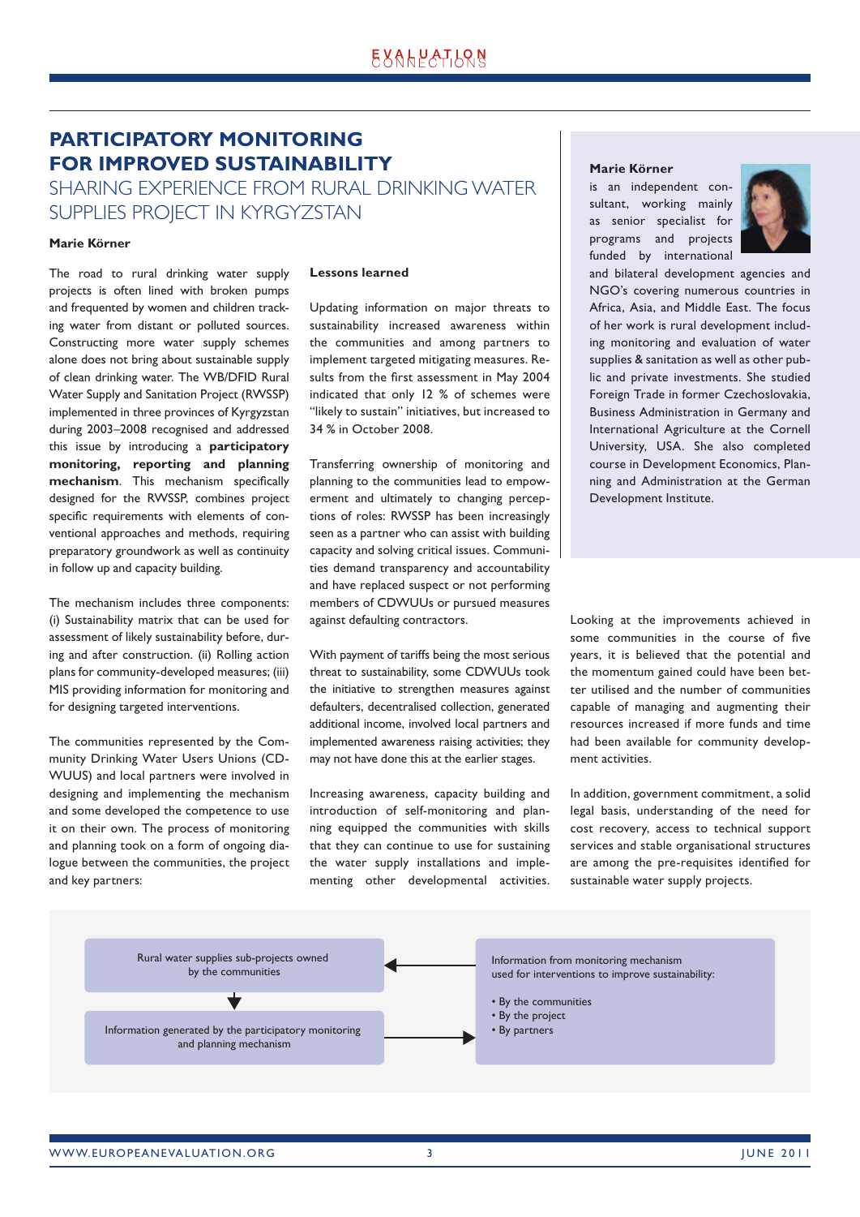# PARTICIPATORY MONITORING FOR IMPROVED SUSTAINABILITY

## SHARING EXPERIENCE FROM RURAL DRINKING WATER SUPPLIES PROJECT IN KYRGYZSTAN

**Marie Körner**

The road to rural drinking water supply projects is often lined with broken pumps and frequented by women and children tracking water from distant or polluted sources. Constructing more water supply schemes alone does not bring about sustainable supply of clean drinking water. The WB/DFID Rural Water Supply and Sanitation Project (RWSSP) implemented in three provinces of Kyrgyzstan during 2003–2008 recognised and addressed this issue by introducing a **participatory monitoring, reporting and planning mechanism**. This mechanism specifically designed for the RWSSP, combines project specific requirements with elements of conventional approaches and methods, requiring preparatory groundwork as well as continuity in follow up and capacity building.

The mechanism includes three components: (i) Sustainability matrix that can be used for assessment of likely sustainability before, during and after construction. (ii) Rolling action plans for community-developed measures; (iii) MIS providing information for monitoring and for designing targeted interventions.

The communities represented by the Community Drinking Water Users Unions (CDWUUS) and local partners were involved in designing and implementing the mechanism and some developed the competence to use it on their own. The process of monitoring and planning took on a form of ongoing dialogue between the communities, the project and key partners:

**Lessons learned**

Updating information on major threats to sustainability increased awareness within the communities and among partners to implement targeted mitigating measures. Results from the first assessment in May 2004 indicated that only 12 % of schemes were "likely to sustain" initiatives, but increased to 34 % in October 2008.

Transferring ownership of monitoring and planning to the communities lead to empowerment and ultimately to changing perceptions of roles: RWSSP has been increasingly seen as a partner who can assist with building capacity and solving critical issues. Communities demand transparency and accountability and have replaced suspect or not performing members of CDWUUs or pursued measures against defaulting contractors.

With payment of tariffs being the most serious threat to sustainability, some CDWUUs took the initiative to strengthen measures against defaulters, decentralised collection, generated additional income, involved local partners and implemented awareness raising activities; they may not have done this at the earlier stages.

Increasing awareness, capacity building and introduction of self-monitoring and planning equipped the communities with skills that they can continue to use for sustaining the water supply installations and implementing other developmental activities.

Looking at the improvements achieved in some communities in the course of five years, it is believed that the potential and the momentum gained could have been better utilised and the number of communities capable of managing and augmenting their resources increased if more funds and time had been available for community development activities.

In addition, government commitment, a solid legal basis, understanding of the need for cost recovery, access to technical support services and stable organisational structures are among the pre-requisites identified for sustainable water supply projects.

**Marie Körner** is an independent consultant, working mainly as senior specialist for programs and projects funded by international and bilateral development agencies and NGO's covering numerous countries in Africa, Asia, and Middle East. The focus of her work is rural development including monitoring and evaluation of water supplies & sanitation as well as other public and private investments. She studied Foreign Trade in former Czechoslovakia, Business Administration in Germany and International Agriculture at the Cornell University, USA. She also completed course in Development Economics, Planning and Administration at the German Development Institute.

Rural water supplies sub-projects owned by the communities
↓
Information generated by the participatory monitoring and planning mechanism
→
Information from monitoring mechanism used for interventions to improve sustainability:

- By the communities
- By the project
- By partners

→ (back to) Rural water supplies sub-projects owned by the communities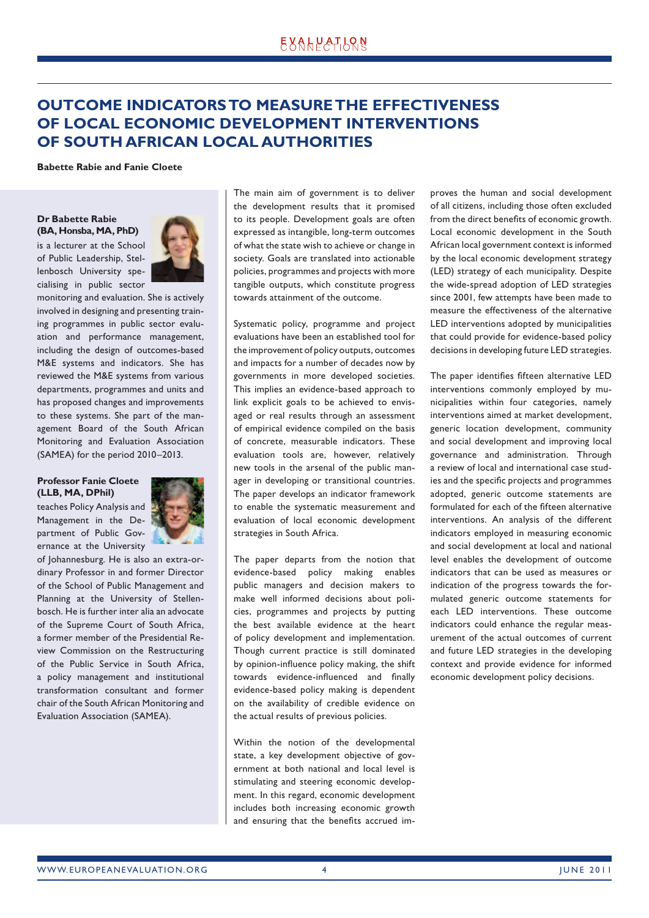# OUTCOME INDICATORS TO MEASURE THE EFFECTIVENESS OF LOCAL ECONOMIC DEVELOPMENT INTERVENTIONS OF SOUTH AFRICAN LOCAL AUTHORITIES

**Babette Rabie and Fanie Cloete**

**Dr Babette Rabie (BA, Honsba, MA, PhD)** is a lecturer at the School of Public Leadership, Stellenbosch University specialising in public sector monitoring and evaluation. She is actively involved in designing and presenting training programmes in public sector evaluation and performance management, including the design of outcomes-based M&E systems and indicators. She has reviewed the M&E systems from various departments, programmes and units and has proposed changes and improvements to these systems. She part of the management Board of the South African Monitoring and Evaluation Association (SAMEA) for the period 2010–2013.

**Professor Fanie Cloete (LLB, MA, DPhil)** teaches Policy Analysis and Management in the Department of Public Governance at the University of Johannesburg. He is also an extra-ordinary Professor in and former Director of the School of Public Management and Planning at the University of Stellenbosch. He is further inter alia an advocate of the Supreme Court of South Africa, a former member of the Presidential Review Commission on the Restructuring of the Public Service in South Africa, a policy management and institutional transformation consultant and former chair of the South African Monitoring and Evaluation Association (SAMEA).

The main aim of government is to deliver the development results that it promised to its people. Development goals are often expressed as intangible, long-term outcomes of what the state wish to achieve or change in society. Goals are translated into actionable policies, programmes and projects with more tangible outputs, which constitute progress towards attainment of the outcome.

Systematic policy, programme and project evaluations have been an established tool for the improvement of policy outputs, outcomes and impacts for a number of decades now by governments in more developed societies. This implies an evidence-based approach to link explicit goals to be achieved to envisaged or real results through an assessment of empirical evidence compiled on the basis of concrete, measurable indicators. These evaluation tools are, however, relatively new tools in the arsenal of the public manager in developing or transitional countries. The paper develops an indicator framework to enable the systematic measurement and evaluation of local economic development strategies in South Africa.

The paper departs from the notion that evidence-based policy making enables public managers and decision makers to make well informed decisions about policies, programmes and projects by putting the best available evidence at the heart of policy development and implementation. Though current practice is still dominated by opinion-influence policy making, the shift towards evidence-influenced and finally evidence-based policy making is dependent on the availability of credible evidence on the actual results of previous policies.

Within the notion of the developmental state, a key development objective of government at both national and local level is stimulating and steering economic development. In this regard, economic development includes both increasing economic growth and ensuring that the benefits accrued improves the human and social development of all citizens, including those often excluded from the direct benefits of economic growth. Local economic development in the South African local government context is informed by the local economic development strategy (LED) strategy of each municipality. Despite the wide-spread adoption of LED strategies since 2001, few attempts have been made to measure the effectiveness of the alternative LED interventions adopted by municipalities that could provide for evidence-based policy decisions in developing future LED strategies.

The paper identifies fifteen alternative LED interventions commonly employed by municipalities within four categories, namely interventions aimed at market development, generic location development, community and social development and improving local governance and administration. Through a review of local and international case studies and the specific projects and programmes adopted, generic outcome statements are formulated for each of the fifteen alternative interventions. An analysis of the different indicators employed in measuring economic and social development at local and national level enables the development of outcome indicators that can be used as measures or indication of the progress towards the formulated generic outcome statements for each LED interventions. These outcome indicators could enhance the regular measurement of the actual outcomes of current and future LED strategies in the developing context and provide evidence for informed economic development policy decisions.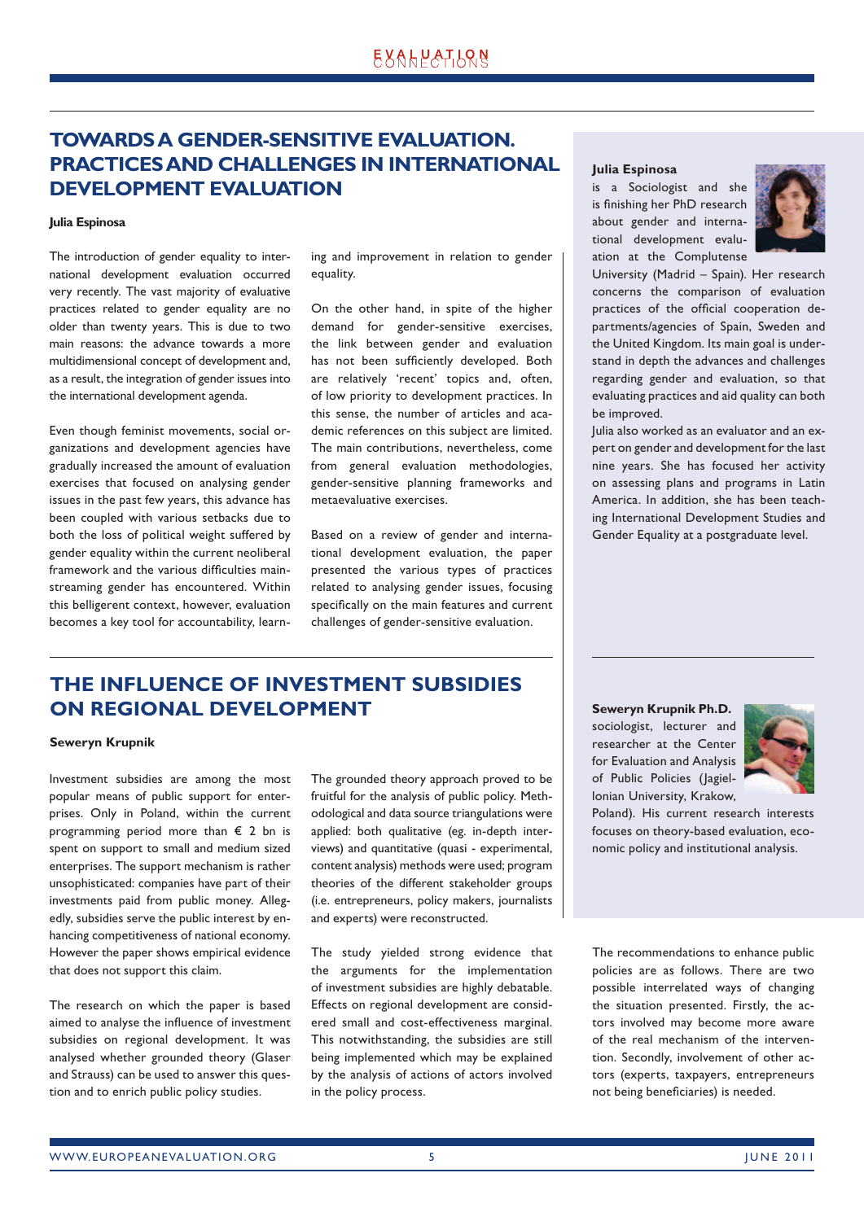## TOWARDS A GENDER-SENSITIVE EVALUATION. PRACTICES AND CHALLENGES IN INTERNATIONAL DEVELOPMENT EVALUATION

**Julia Espinosa**

The introduction of gender equality to international development evaluation occurred very recently. The vast majority of evaluative practices related to gender equality are no older than twenty years. This is due to two main reasons: the advance towards a more multidimensional concept of development and, as a result, the integration of gender issues into the international development agenda.

Even though feminist movements, social organizations and development agencies have gradually increased the amount of evaluation exercises that focused on analysing gender issues in the past few years, this advance has been coupled with various setbacks due to both the loss of political weight suffered by gender equality within the current neoliberal framework and the various difficulties mainstreaming gender has encountered. Within this belligerent context, however, evaluation becomes a key tool for accountability, learning and improvement in relation to gender equality.

On the other hand, in spite of the higher demand for gender-sensitive exercises, the link between gender and evaluation has not been sufficiently developed. Both are relatively 'recent' topics and, often, of low priority to development practices. In this sense, the number of articles and academic references on this subject are limited. The main contributions, nevertheless, come from general evaluation methodologies, gender-sensitive planning frameworks and metaevaluative exercises.

Based on a review of gender and international development evaluation, the paper presented the various types of practices related to analysing gender issues, focusing specifically on the main features and current challenges of gender-sensitive evaluation.

**Julia Espinosa**

is a Sociologist and she is finishing her PhD research about gender and international development evaluation at the Complutense University (Madrid – Spain). Her research concerns the comparison of evaluation practices of the official cooperation departments/agencies of Spain, Sweden and the United Kingdom. Its main goal is to understand in depth the advances and challenges regarding gender and evaluation, so that evaluating practices and aid quality can both be improved.

Julia also worked as an evaluator and an expert on gender and development for the last nine years. She has focused her activity on assessing plans and programs in Latin America. In addition, she has been teaching International Development Studies and Gender Equality at a postgraduate level.

## THE INFLUENCE OF INVESTMENT SUBSIDIES ON REGIONAL DEVELOPMENT

**Seweryn Krupnik**

Investment subsidies are among the most popular means of public support for enterprises. Only in Poland, within the current programming period more than € 2 bn is spent on support to small and medium sized enterprises. The support mechanism is rather unsophisticated: companies have part of their investments paid from public money. Allegedly, subsidies serve the public interest by enhancing competitiveness of national economy. However the paper shows empirical evidence that does not support this claim.

The research on which the paper is based aimed to analyse the influence of investment subsidies on regional development. It was analysed whether grounded theory (Glaser and Strauss) can be used to answer this question and to enrich public policy studies.

The grounded theory approach proved to be fruitful for the analysis of public policy. Methodological and data source triangulations were applied: both qualitative (eg. in-depth interviews) and quantitative (quasi - experimental, content analysis) methods were used; program theories of the different stakeholder groups (i.e. entrepreneurs, policy makers, journalists and experts) were reconstructed.

The study yielded strong evidence that the arguments for the implementation of investment subsidies are highly debatable. Effects on regional development are considered small and cost-effectiveness marginal. This notwithstanding, the subsidies are still being implemented which may be explained by the analysis of actions of actors involved in the policy process.

The recommendations to enhance public policies are as follows. There are two possible interrelated ways of changing the situation presented. Firstly, the actors involved may become more aware of the real mechanism of the intervention. Secondly, involvement of other actors (experts, taxpayers, entrepreneurs not being beneficiaries) is needed.

**Seweryn Krupnik Ph.D.**

sociologist, lecturer and researcher at the Center for Evaluation and Analysis of Public Policies (Jagiellonian University, Krakow, Poland). His current research interests focuses on theory-based evaluation, economic policy and institutional analysis.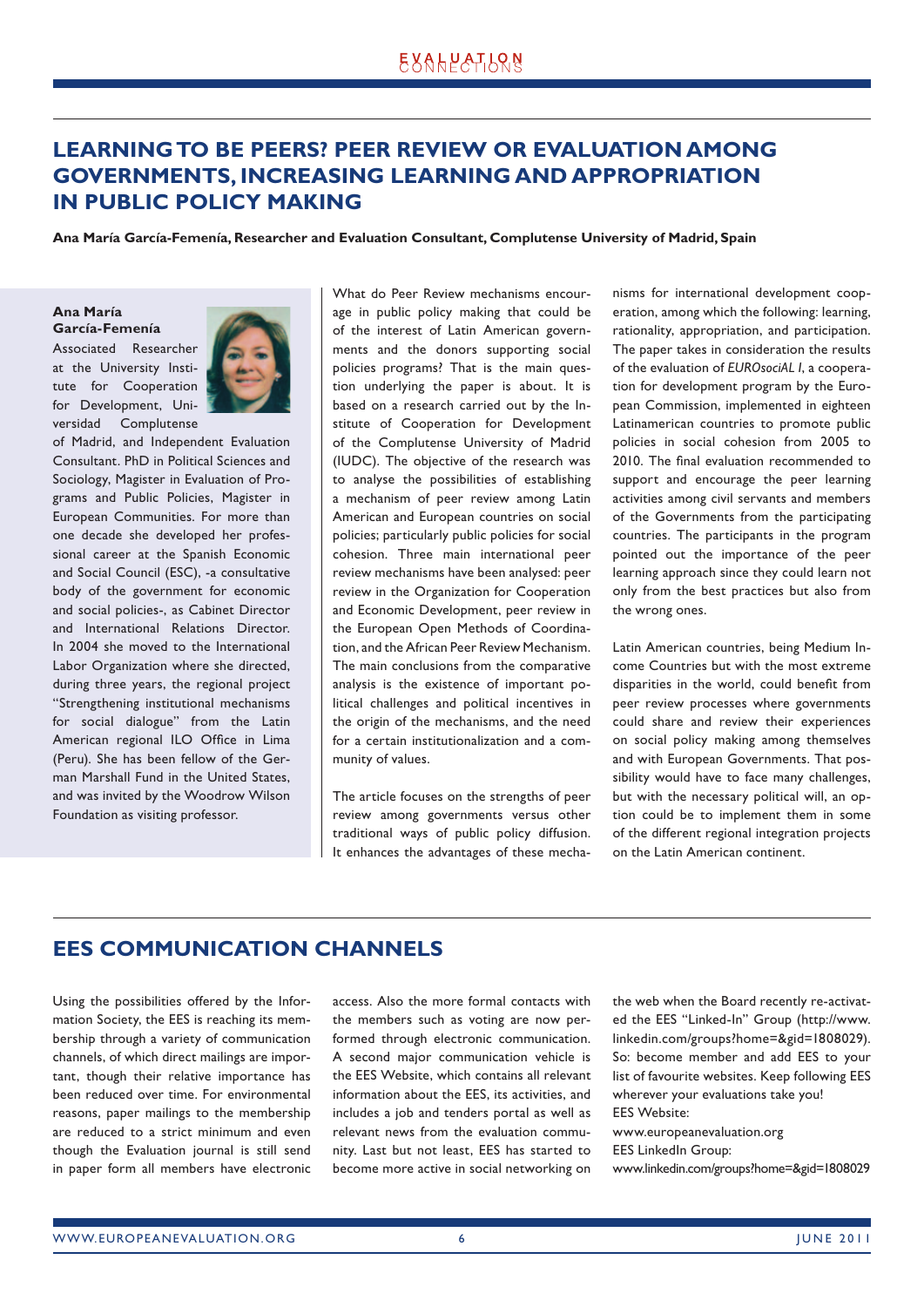# LEARNING TO BE PEERS? PEER REVIEW OR EVALUATION AMONG GOVERNMENTS, INCREASING LEARNING AND APPROPRIATION IN PUBLIC POLICY MAKING

**Ana María García-Femenía, Researcher and Evaluation Consultant, Complutense University of Madrid, Spain**

**Ana María García-Femenía**
Associated Researcher at the University Institute for Cooperation for Development, Universidad Complutense of Madrid, and Independent Evaluation Consultant. PhD in Political Sciences and Sociology, Magister in Evaluation of Programs and Public Policies, Magister in European Communities. For more than one decade she developed her professional career at the Spanish Economic and Social Council (ESC), -a consultative body of the government for economic and social policies-, as Cabinet Director and International Relations Director. In 2004 she moved to the International Labor Organization where she directed, during three years, the regional project "Strengthening institutional mechanisms for social dialogue" from the Latin American regional ILO Office in Lima (Peru). She has been fellow of the German Marshall Fund in the United States, and was invited by the Woodrow Wilson Foundation as visiting professor.

What do Peer Review mechanisms encourage in public policy making that could be of the interest of Latin American governments and the donors supporting social policies programs? That is the main question underlying the paper is about. It is based on a research carried out by the Institute of Cooperation for Development of the Complutense University of Madrid (IUDC). The objective of the research was to analyse the possibilities of establishing a mechanism of peer review among Latin American and European countries on social policies; particularly public policies for social cohesion. Three main international peer review mechanisms have been analysed: peer review in the Organization for Cooperation and Economic Development, peer review in the European Open Methods of Coordination, and the African Peer Review Mechanism. The main conclusions from the comparative analysis is the existence of important political challenges and political incentives in the origin of the mechanisms, and the need for a certain institutionalization and a community of values.

The article focuses on the strengths of peer review among governments versus other traditional ways of public policy diffusion. It enhances the advantages of these mechanisms for international development cooperation, among which the following: learning, rationality, appropriation, and participation. The paper takes in consideration the results of the evaluation of *EUROsociAL I*, a cooperation for development program by the European Commission, implemented in eighteen Latinamerican countries to promote public policies in social cohesion from 2005 to 2010. The final evaluation recommended to support and encourage the peer learning activities among civil servants and members of the Governments from the participating countries. The participants in the program pointed out the importance of the peer learning approach since they could learn not only from the best practices but also from the wrong ones.

Latin American countries, being Medium Income Countries but with the most extreme disparities in the world, could benefit from peer review processes where governments could share and review their experiences on social policy making among themselves and with European Governments. That possibility would have to face many challenges, but with the necessary political will, an option could be to implement them in some of the different regional integration projects on the Latin American continent.

# EES COMMUNICATION CHANNELS

Using the possibilities offered by the Information Society, the EES is reaching its membership through a variety of communication channels, of which direct mailings are important, though their relative importance has been reduced over time. For environmental reasons, paper mailings to the membership are reduced to a strict minimum and even though the Evaluation journal is still send in paper form all members have electronic access. Also the more formal contacts with the members such as voting are now performed through electronic communication. A second major communication vehicle is the EES Website, which contains all relevant information about the EES, its activities, and includes a job and tenders portal as well as relevant news from the evaluation community. Last but not least, EES has started to become more active in social networking on the web when the Board recently re-activated the EES "Linked-In" Group (http://www.linkedin.com/groups?home=&gid=1808029). So: become member and add EES to your list of favourite websites. Keep following EES wherever your evaluations take you!

EES Website:
www.europeanevaluation.org
EES LinkedIn Group:
www.linkedin.com/groups?home=&gid=1808029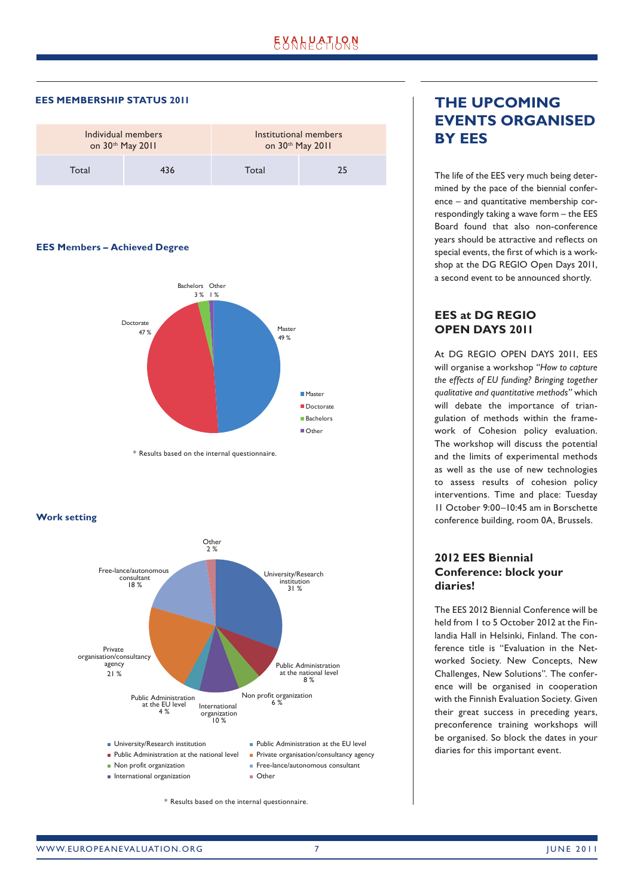#### EES MEMBERSHIP STATUS 2011

| Individual members on 30th May 2011 | | Institutional members on 30th May 2011 | |
|---|---|---|---|
| Total | 436 | Total | 25 |

#### EES Members – Achieved Degree

Master 49 %
Doctorate 47 %
Bachelors 3 %
Other 1 %

* Results based on the internal questionnaire.

#### Work setting

University/Research institution 31 %
Public Administration at the national level 8 %
Non profit organization 6 %
International organization 10 %
Public Administration at the EU level 4 %
Private organisation/consultancy agency 21 %
Free-lance/autonomous consultant 18 %
Other 2 %

* Results based on the internal questionnaire.

# THE UPCOMING EVENTS ORGANISED BY EES

The life of the EES very much being determined by the pace of the biennial conference – and quantitative membership correspondingly taking a wave form – the EES Board found that also non-conference years should be attractive and reflects on special events, the first of which is a workshop at the DG REGIO Open Days 2011, a second event to be announced shortly.

## EES at DG REGIO OPEN DAYS 2011

At DG REGIO OPEN DAYS 2011, EES will organise a workshop *"How to capture the effects of EU funding? Bringing together qualitative and quantitative methods"* which will debate the importance of triangulation of methods within the framework of Cohesion policy evaluation. The workshop will discuss the potential and the limits of experimental methods as well as the use of new technologies to assess results of cohesion policy interventions. Time and place: Tuesday 11 October 9:00–10:45 am in Borschette conference building, room 0A, Brussels.

## 2012 EES Biennial Conference: block your diaries!

The EES 2012 Biennial Conference will be held from 1 to 5 October 2012 at the Finlandia Hall in Helsinki, Finland. The conference title is "Evaluation in the Networked Society. New Concepts, New Challenges, New Solutions". The conference will be organised in cooperation with the Finnish Evaluation Society. Given their great success in preceding years, preconference training workshops will be organised. So block the dates in your diaries for this important event.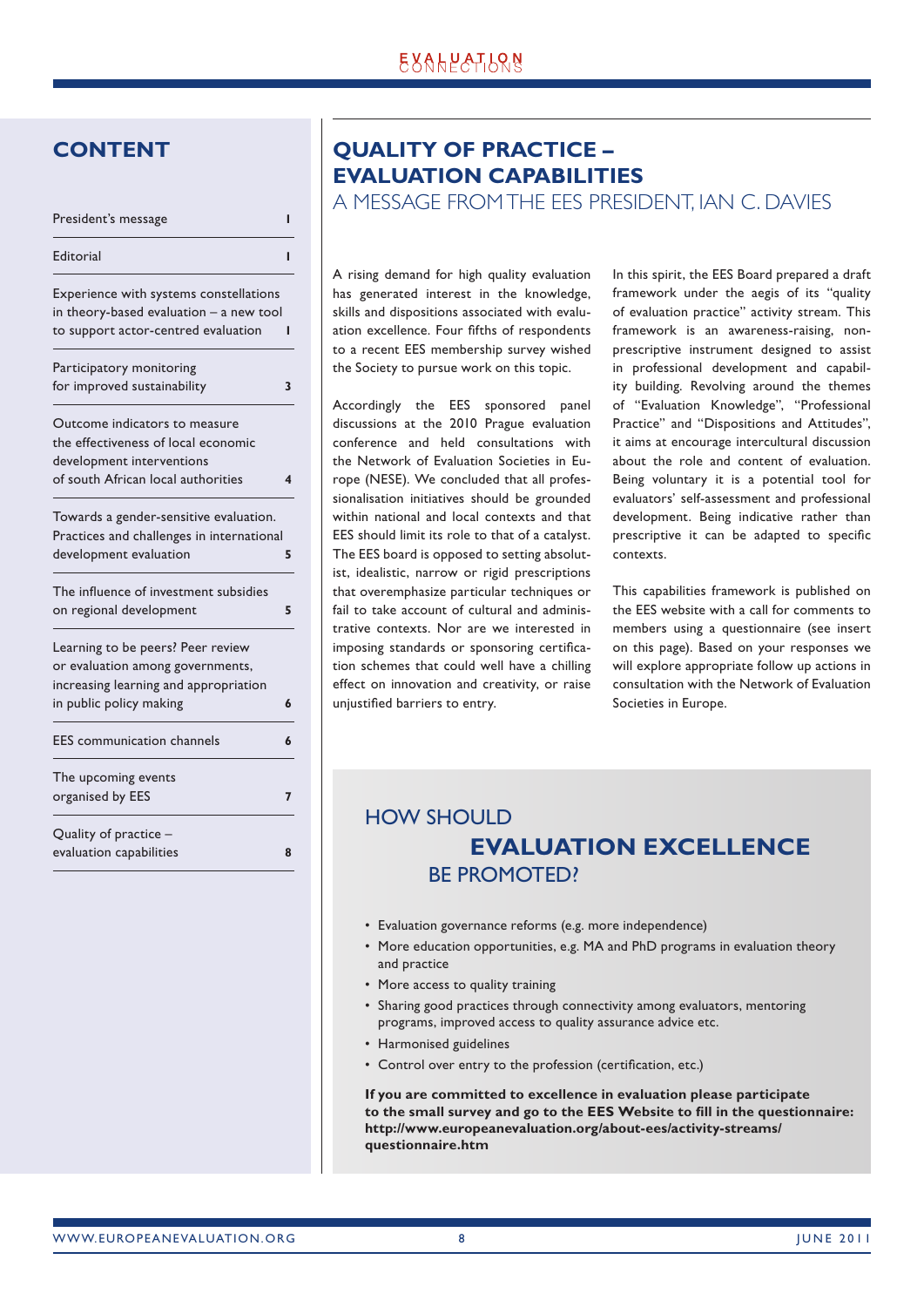## CONTENT

| | |
|---|---|
| President's message | 1 |
| Editorial | 1 |
| Experience with systems constellations in theory-based evaluation – a new tool to support actor-centred evaluation | 1 |
| Participatory monitoring for improved sustainability | 3 |
| Outcome indicators to measure the effectiveness of local economic development interventions of south African local authorities | 4 |
| Towards a gender-sensitive evaluation. Practices and challenges in international development evaluation | 5 |
| The influence of investment subsidies on regional development | 5 |
| Learning to be peers? Peer review or evaluation among governments, increasing learning and appropriation in public policy making | 6 |
| EES communication channels | 6 |
| The upcoming events organised by EES | 7 |
| Quality of practice – evaluation capabilities | 8 |

# QUALITY OF PRACTICE – EVALUATION CAPABILITIES

## A MESSAGE FROM THE EES PRESIDENT, IAN C. DAVIES

A rising demand for high quality evaluation has generated interest in the knowledge, skills and dispositions associated with evaluation excellence. Four fifths of respondents to a recent EES membership survey wished the Society to pursue work on this topic.

Accordingly the EES sponsored panel discussions at the 2010 Prague evaluation conference and held consultations with the Network of Evaluation Societies in Europe (NESE). We concluded that all professionalisation initiatives should be grounded within national and local contexts and that EES should limit its role to that of a catalyst. The EES board is opposed to setting absolutist, idealistic, narrow or rigid prescriptions that overemphasize particular techniques or fail to take account of cultural and administrative contexts. Nor are we interested in imposing standards or sponsoring certification schemes that could well have a chilling effect on innovation and creativity, or raise unjustified barriers to entry.

In this spirit, the EES Board prepared a draft framework under the aegis of its "quality of evaluation practice" activity stream. This framework is an awareness-raising, non-prescriptive instrument designed to assist in professional development and capability building. Revolving around the themes of "Evaluation Knowledge", "Professional Practice" and "Dispositions and Attitudes", it aims at encourage intercultural discussion about the role and content of evaluation. Being voluntary it is a potential tool for evaluators' self-assessment and professional development. Being indicative rather than prescriptive it can be adapted to specific contexts.

This capabilities framework is published on the EES website with a call for comments to members using a questionnaire (see insert on this page). Based on your responses we will explore appropriate follow up actions in consultation with the Network of Evaluation Societies in Europe.

### HOW SHOULD **EVALUATION EXCELLENCE** BE PROMOTED?

- Evaluation governance reforms (e.g. more independence)
- More education opportunities, e.g. MA and PhD programs in evaluation theory and practice
- More access to quality training
- Sharing good practices through connectivity among evaluators, mentoring programs, improved access to quality assurance advice etc.
- Harmonised guidelines
- Control over entry to the profession (certification, etc.)

**If you are committed to excellence in evaluation please participate to the small survey and go to the EES Website to fill in the questionnaire: http://www.europeanevaluation.org/about-ees/activity-streams/questionnaire.htm**